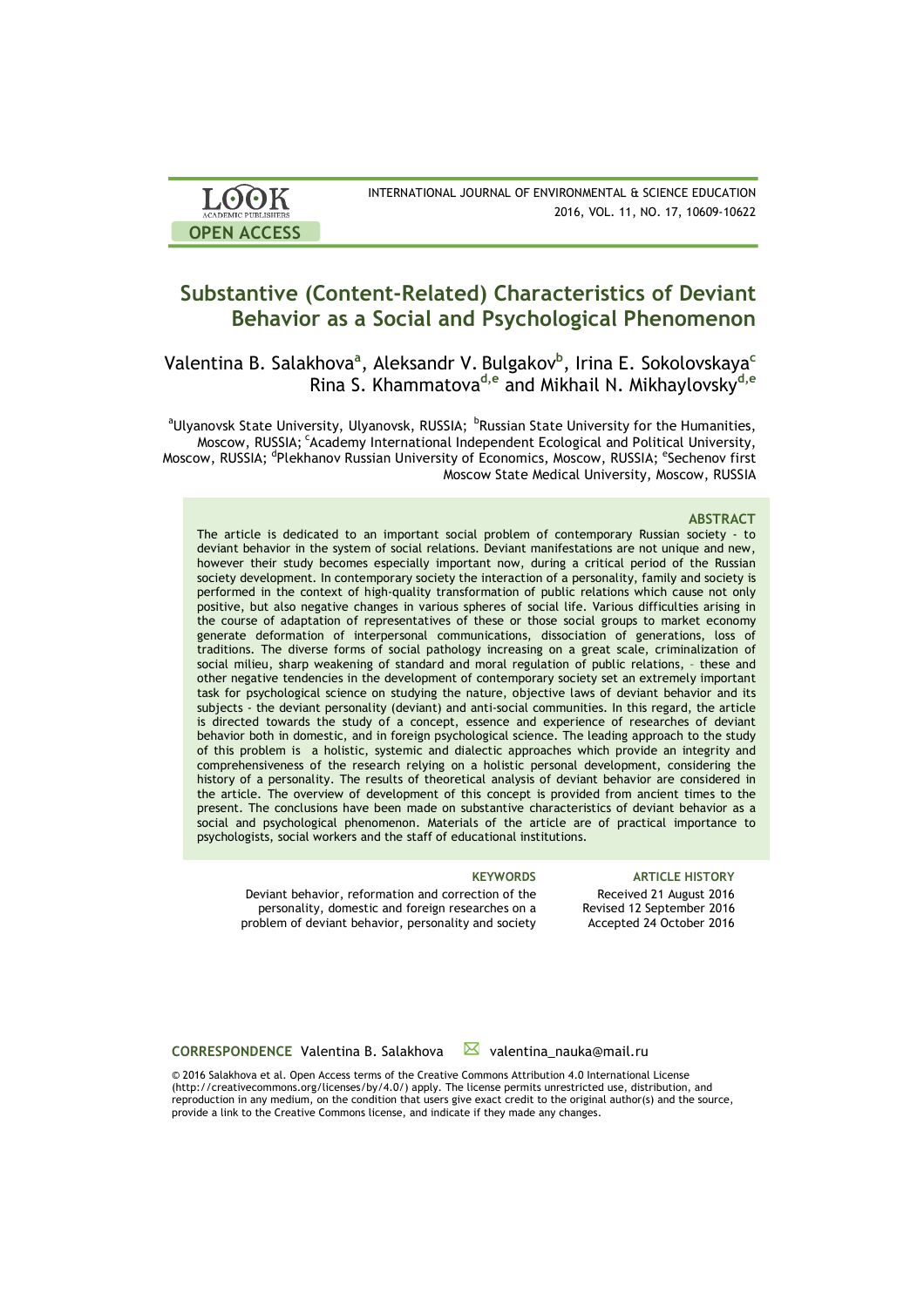# Substantive (Content-Related) Characteristics of Deviant Behavior as a Social and Psychological Phenomenon

Valentina B. Salakhova[a], Aleksandr V. Bulgakov[b], Irina E. Sokolovskaya[c] Rina S. Khammatova[d,e] and Mikhail N. Mikhaylovsky[d,e]

[a]Ulyanovsk State University, Ulyanovsk, RUSSIA; [b]Russian State University for the Humanities, Moscow, RUSSIA; [c]Academy International Independent Ecological and Political University, Moscow, RUSSIA; [d]Plekhanov Russian University of Economics, Moscow, RUSSIA; [e]Sechenov first Moscow State Medical University, Moscow, RUSSIA

## ABSTRACT

The article is dedicated to an important social problem of contemporary Russian society - to deviant behavior in the system of social relations. Deviant manifestations are not unique and new, however their study becomes especially important now, during a critical period of the Russian society development. In contemporary society the interaction of a personality, family and society is performed in the context of high-quality transformation of public relations which cause not only positive, but also negative changes in various spheres of social life. Various difficulties arising in the course of adaptation of representatives of these or those social groups to market economy generate deformation of interpersonal communications, dissociation of generations, loss of traditions. The diverse forms of social pathology increasing on a great scale, criminalization of social milieu, sharp weakening of standard and moral regulation of public relations, - these and other negative tendencies in the development of contemporary society set an extremely important task for psychological science on studying the nature, objective laws of deviant behavior and its subjects - the deviant personality (deviant) and anti-social communities. In this regard, the article is directed towards the study of a concept, essence and experience of researches of deviant behavior both in domestic, and in foreign psychological science. The leading approach to the study of this problem is a holistic, systemic and dialectic approaches which provide an integrity and comprehensiveness of the research relying on a holistic personal development, considering the history of a personality. The results of theoretical analysis of deviant behavior are considered in the article. The overview of development of this concept is provided from ancient times to the present. The conclusions have been made on substantive characteristics of deviant behavior as a social and psychological phenomenon. Materials of the article are of practical importance to psychologists, social workers and the staff of educational institutions.

**KEYWORDS**

Deviant behavior, reformation and correction of the personality, domestic and foreign researches on a problem of deviant behavior, personality and society

**ARTICLE HISTORY**

Received 21 August 2016
Revised 12 September 2016
Accepted 24 October 2016

**CORRESPONDENCE** Valentina B. Salakhova valentina_nauka@mail.ru

© 2016 Salakhova et al. Open Access terms of the Creative Commons Attribution 4.0 International License (http://creativecommons.org/licenses/by/4.0/) apply. The license permits unrestricted use, distribution, and reproduction in any medium, on the condition that users give exact credit to the original author(s) and the source, provide a link to the Creative Commons license, and indicate if they made any changes.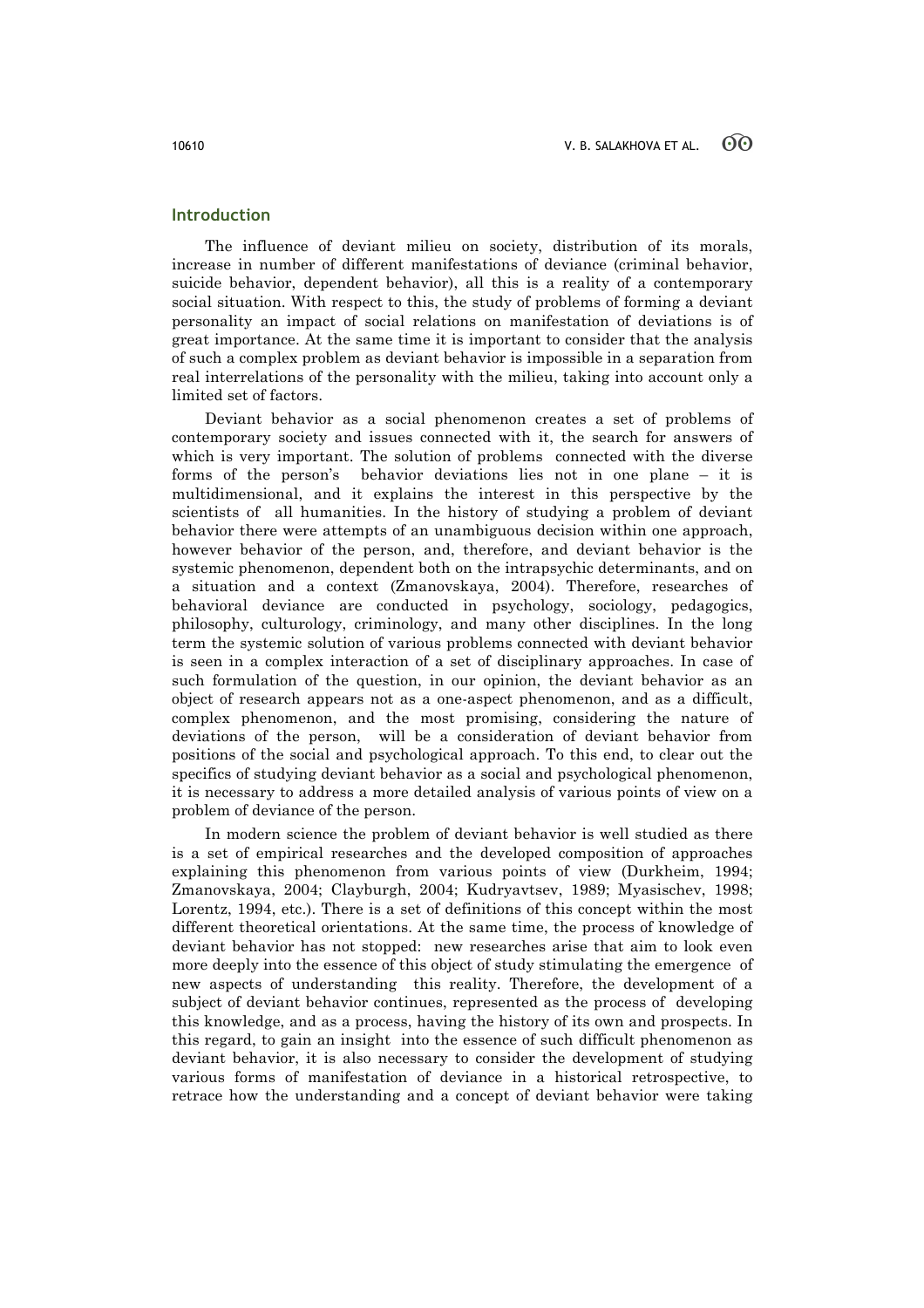## Introduction

The influence of deviant milieu on society, distribution of its morals, increase in number of different manifestations of deviance (criminal behavior, suicide behavior, dependent behavior), all this is a reality of a contemporary social situation. With respect to this, the study of problems of forming a deviant personality an impact of social relations on manifestation of deviations is of great importance. At the same time it is important to consider that the analysis of such a complex problem as deviant behavior is impossible in a separation from real interrelations of the personality with the milieu, taking into account only a limited set of factors.

Deviant behavior as a social phenomenon creates a set of problems of contemporary society and issues connected with it, the search for answers of which is very important. The solution of problems connected with the diverse forms of the person's behavior deviations lies not in one plane – it is multidimensional, and it explains the interest in this perspective by the scientists of all humanities. In the history of studying a problem of deviant behavior there were attempts of an unambiguous decision within one approach, however behavior of the person, and, therefore, and deviant behavior is the systemic phenomenon, dependent both on the intrapsychic determinants, and on a situation and a context (Zmanovskaya, 2004). Therefore, researches of behavioral deviance are conducted in psychology, sociology, pedagogics, philosophy, culturology, criminology, and many other disciplines. In the long term the systemic solution of various problems connected with deviant behavior is seen in a complex interaction of a set of disciplinary approaches. In case of such formulation of the question, in our opinion, the deviant behavior as an object of research appears not as a one-aspect phenomenon, and as a difficult, complex phenomenon, and the most promising, considering the nature of deviations of the person, will be a consideration of deviant behavior from positions of the social and psychological approach. To this end, to clear out the specifics of studying deviant behavior as a social and psychological phenomenon, it is necessary to address a more detailed analysis of various points of view on a problem of deviance of the person.

In modern science the problem of deviant behavior is well studied as there is a set of empirical researches and the developed composition of approaches explaining this phenomenon from various points of view (Durkheim, 1994; Zmanovskaya, 2004; Clayburgh, 2004; Kudryavtsev, 1989; Myasischev, 1998; Lorentz, 1994, etc.). There is a set of definitions of this concept within the most different theoretical orientations. At the same time, the process of knowledge of deviant behavior has not stopped: new researches arise that aim to look even more deeply into the essence of this object of study stimulating the emergence of new aspects of understanding this reality. Therefore, the development of a subject of deviant behavior continues, represented as the process of developing this knowledge, and as a process, having the history of its own and prospects. In this regard, to gain an insight into the essence of such difficult phenomenon as deviant behavior, it is also necessary to consider the development of studying various forms of manifestation of deviance in a historical retrospective, to retrace how the understanding and a concept of deviant behavior were taking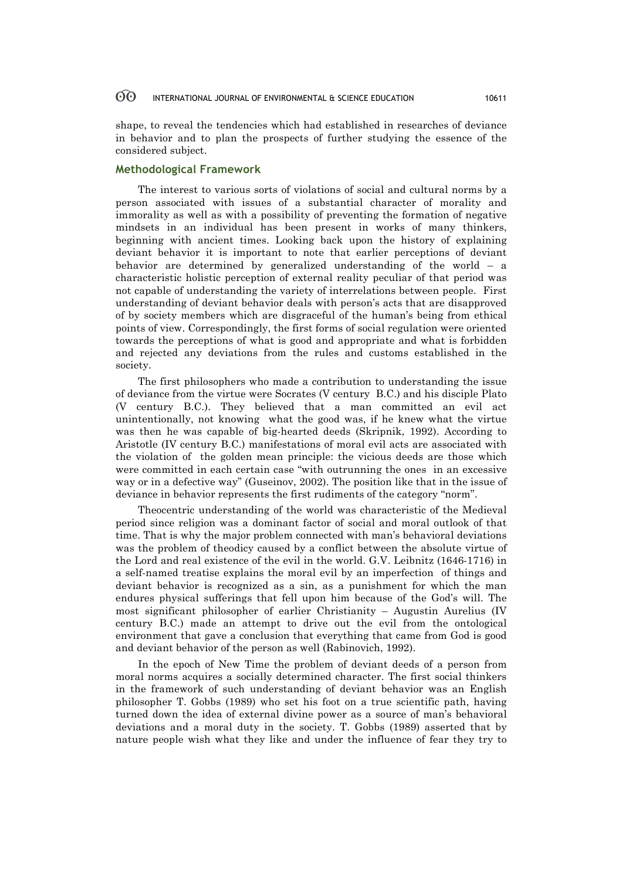shape, to reveal the tendencies which had established in researches of deviance in behavior and to plan the prospects of further studying the essence of the considered subject.

## Methodological Framework

The interest to various sorts of violations of social and cultural norms by a person associated with issues of a substantial character of morality and immorality as well as with a possibility of preventing the formation of negative mindsets in an individual has been present in works of many thinkers, beginning with ancient times. Looking back upon the history of explaining deviant behavior it is important to note that earlier perceptions of deviant behavior are determined by generalized understanding of the world – a characteristic holistic perception of external reality peculiar of that period was not capable of understanding the variety of interrelations between people. First understanding of deviant behavior deals with person's acts that are disapproved of by society members which are disgraceful of the human's being from ethical points of view. Correspondingly, the first forms of social regulation were oriented towards the perceptions of what is good and appropriate and what is forbidden and rejected any deviations from the rules and customs established in the society.

The first philosophers who made a contribution to understanding the issue of deviance from the virtue were Socrates (V century B.C.) and his disciple Plato (V century B.C.). They believed that a man committed an evil act unintentionally, not knowing what the good was, if he knew what the virtue was then he was capable of big-hearted deeds (Skripnik, 1992). According to Aristotle (IV century B.C.) manifestations of moral evil acts are associated with the violation of the golden mean principle: the vicious deeds are those which were committed in each certain case "with outrunning the ones in an excessive way or in a defective way" (Guseinov, 2002). The position like that in the issue of deviance in behavior represents the first rudiments of the category "norm".

Theocentric understanding of the world was characteristic of the Medieval period since religion was a dominant factor of social and moral outlook of that time. That is why the major problem connected with man's behavioral deviations was the problem of theodicy caused by a conflict between the absolute virtue of the Lord and real existence of the evil in the world. G.V. Leibnitz (1646-1716) in a self-named treatise explains the moral evil by an imperfection of things and deviant behavior is recognized as a sin, as a punishment for which the man endures physical sufferings that fell upon him because of the God's will. The most significant philosopher of earlier Christianity – Augustin Aurelius (IV century B.C.) made an attempt to drive out the evil from the ontological environment that gave a conclusion that everything that came from God is good and deviant behavior of the person as well (Rabinovich, 1992).

In the epoch of New Time the problem of deviant deeds of a person from moral norms acquires a socially determined character. The first social thinkers in the framework of such understanding of deviant behavior was an English philosopher T. Gobbs (1989) who set his foot on a true scientific path, having turned down the idea of external divine power as a source of man's behavioral deviations and a moral duty in the society. T. Gobbs (1989) asserted that by nature people wish what they like and under the influence of fear they try to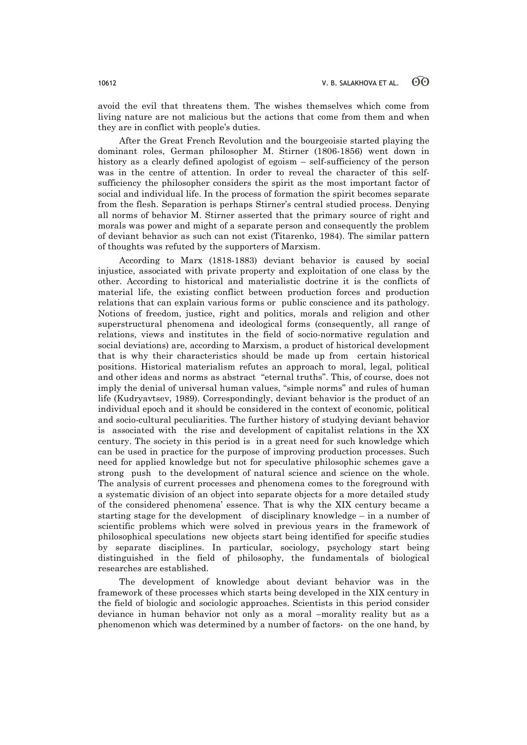avoid the evil that threatens them. The wishes themselves which come from living nature are not malicious but the actions that come from them and when they are in conflict with people's duties.

After the Great French Revolution and the bourgeoisie started playing the dominant roles, German philosopher M. Stirner (1806-1856) went down in history as a clearly defined apologist of egoism – self-sufficiency of the person was in the centre of attention. In order to reveal the character of this self-sufficiency the philosopher considers the spirit as the most important factor of social and individual life. In the process of formation the spirit becomes separate from the flesh. Separation is perhaps Stirner's central studied process. Denying all norms of behavior M. Stirner asserted that the primary source of right and morals was power and might of a separate person and consequently the problem of deviant behavior as such can not exist (Titarenko, 1984). The similar pattern of thoughts was refuted by the supporters of Marxism.

According to Marx (1818-1883) deviant behavior is caused by social injustice, associated with private property and exploitation of one class by the other. According to historical and materialistic doctrine it is the conflicts of material life, the existing conflict between production forces and production relations that can explain various forms or public conscience and its pathology. Notions of freedom, justice, right and politics, morals and religion and other superstructural phenomena and ideological forms (consequently, all range of relations, views and institutes in the field of socio-normative regulation and social deviations) are, according to Marxism, a product of historical development that is why their characteristics should be made up from certain historical positions. Historical materialism refutes an approach to moral, legal, political and other ideas and norms as abstract "eternal truths". This, of course, does not imply the denial of universal human values, "simple norms" and rules of human life (Kudryavtsev, 1989). Correspondingly, deviant behavior is the product of an individual epoch and it should be considered in the context of economic, political and socio-cultural peculiarities. The further history of studying deviant behavior is associated with the rise and development of capitalist relations in the XX century. The society in this period is in a great need for such knowledge which can be used in practice for the purpose of improving production processes. Such need for applied knowledge but not for speculative philosophic schemes gave a strong push to the development of natural science and science on the whole. The analysis of current processes and phenomena comes to the foreground with a systematic division of an object into separate objects for a more detailed study of the considered phenomena' essence. That is why the XIX century became a starting stage for the development of disciplinary knowledge – in a number of scientific problems which were solved in previous years in the framework of philosophical speculations new objects start being identified for specific studies by separate disciplines. In particular, sociology, psychology start being distinguished in the field of philosophy, the fundamentals of biological researches are established.

The development of knowledge about deviant behavior was in the framework of these processes which starts being developed in the XIX century in the field of biologic and sociologic approaches. Scientists in this period consider deviance in human behavior not only as a moral –morality reality but as a phenomenon which was determined by a number of factors- on the one hand, by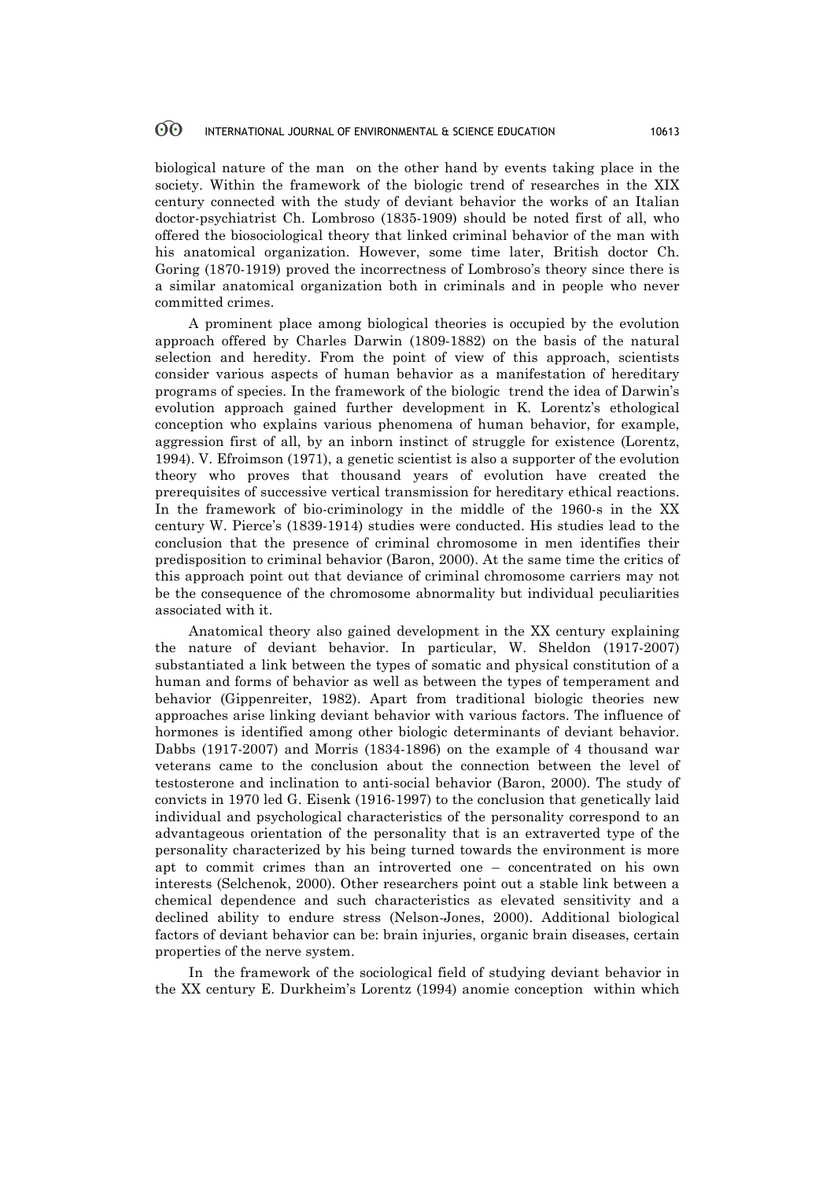biological nature of the man on the other hand by events taking place in the society. Within the framework of the biologic trend of researches in the XIX century connected with the study of deviant behavior the works of an Italian doctor-psychiatrist Ch. Lombroso (1835-1909) should be noted first of all, who offered the biosociological theory that linked criminal behavior of the man with his anatomical organization. However, some time later, British doctor Ch. Goring (1870-1919) proved the incorrectness of Lombroso's theory since there is a similar anatomical organization both in criminals and in people who never committed crimes.

A prominent place among biological theories is occupied by the evolution approach offered by Charles Darwin (1809-1882) on the basis of the natural selection and heredity. From the point of view of this approach, scientists consider various aspects of human behavior as a manifestation of hereditary programs of species. In the framework of the biologic trend the idea of Darwin's evolution approach gained further development in K. Lorentz's ethological conception who explains various phenomena of human behavior, for example, aggression first of all, by an inborn instinct of struggle for existence (Lorentz, 1994). V. Efroimson (1971), a genetic scientist is also a supporter of the evolution theory who proves that thousand years of evolution have created the prerequisites of successive vertical transmission for hereditary ethical reactions. In the framework of bio-criminology in the middle of the 1960-s in the XX century W. Pierce's (1839-1914) studies were conducted. His studies lead to the conclusion that the presence of criminal chromosome in men identifies their predisposition to criminal behavior (Baron, 2000). At the same time the critics of this approach point out that deviance of criminal chromosome carriers may not be the consequence of the chromosome abnormality but individual peculiarities associated with it.

Anatomical theory also gained development in the XX century explaining the nature of deviant behavior. In particular, W. Sheldon (1917-2007) substantiated a link between the types of somatic and physical constitution of a human and forms of behavior as well as between the types of temperament and behavior (Gippenreiter, 1982). Apart from traditional biologic theories new approaches arise linking deviant behavior with various factors. The influence of hormones is identified among other biologic determinants of deviant behavior. Dabbs (1917-2007) and Morris (1834-1896) on the example of 4 thousand war veterans came to the conclusion about the connection between the level of testosterone and inclination to anti-social behavior (Baron, 2000). The study of convicts in 1970 led G. Eisenk (1916-1997) to the conclusion that genetically laid individual and psychological characteristics of the personality correspond to an advantageous orientation of the personality that is an extraverted type of the personality characterized by his being turned towards the environment is more apt to commit crimes than an introverted one – concentrated on his own interests (Selchenok, 2000). Other researchers point out a stable link between a chemical dependence and such characteristics as elevated sensitivity and a declined ability to endure stress (Nelson-Jones, 2000). Additional biological factors of deviant behavior can be: brain injuries, organic brain diseases, certain properties of the nerve system.

In the framework of the sociological field of studying deviant behavior in the XX century E. Durkheim's Lorentz (1994) anomie conception within which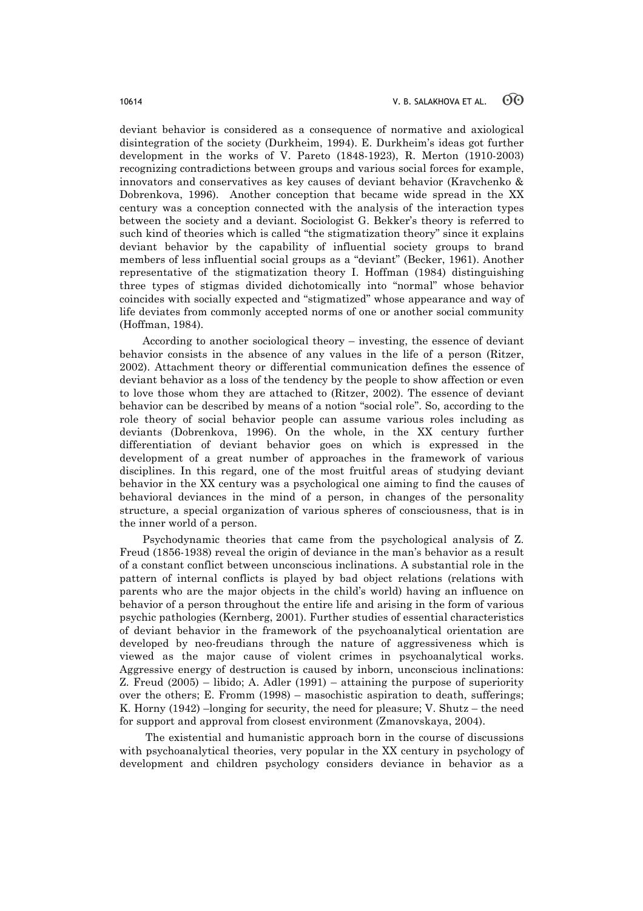deviant behavior is considered as a consequence of normative and axiological disintegration of the society (Durkheim, 1994). E. Durkheim's ideas got further development in the works of V. Pareto (1848-1923), R. Merton (1910-2003) recognizing contradictions between groups and various social forces for example, innovators and conservatives as key causes of deviant behavior (Kravchenko & Dobrenkova, 1996). Another conception that became wide spread in the XX century was a conception connected with the analysis of the interaction types between the society and a deviant. Sociologist G. Bekker's theory is referred to such kind of theories which is called "the stigmatization theory" since it explains deviant behavior by the capability of influential society groups to brand members of less influential social groups as a "deviant" (Becker, 1961). Another representative of the stigmatization theory I. Hoffman (1984) distinguishing three types of stigmas divided dichotomically into "normal" whose behavior coincides with socially expected and "stigmatized" whose appearance and way of life deviates from commonly accepted norms of one or another social community (Hoffman, 1984).

According to another sociological theory – investing, the essence of deviant behavior consists in the absence of any values in the life of a person (Ritzer, 2002). Attachment theory or differential communication defines the essence of deviant behavior as a loss of the tendency by the people to show affection or even to love those whom they are attached to (Ritzer, 2002). The essence of deviant behavior can be described by means of a notion "social role". So, according to the role theory of social behavior people can assume various roles including as deviants (Dobrenkova, 1996). On the whole, in the XX century further differentiation of deviant behavior goes on which is expressed in the development of a great number of approaches in the framework of various disciplines. In this regard, one of the most fruitful areas of studying deviant behavior in the XX century was a psychological one aiming to find the causes of behavioral deviances in the mind of a person, in changes of the personality structure, a special organization of various spheres of consciousness, that is in the inner world of a person.

Psychodynamic theories that came from the psychological analysis of Z. Freud (1856-1938) reveal the origin of deviance in the man's behavior as a result of a constant conflict between unconscious inclinations. A substantial role in the pattern of internal conflicts is played by bad object relations (relations with parents who are the major objects in the child's world) having an influence on behavior of a person throughout the entire life and arising in the form of various psychic pathologies (Kernberg, 2001). Further studies of essential characteristics of deviant behavior in the framework of the psychoanalytical orientation are developed by neo-freudians through the nature of aggressiveness which is viewed as the major cause of violent crimes in psychoanalytical works. Aggressive energy of destruction is caused by inborn, unconscious inclinations: Z. Freud (2005) – libido; A. Adler (1991) – attaining the purpose of superiority over the others; E. Fromm (1998) – masochistic aspiration to death, sufferings; K. Horny (1942) –longing for security, the need for pleasure; V. Shutz – the need for support and approval from closest environment (Zmanovskaya, 2004).

The existential and humanistic approach born in the course of discussions with psychoanalytical theories, very popular in the XX century in psychology of development and children psychology considers deviance in behavior as a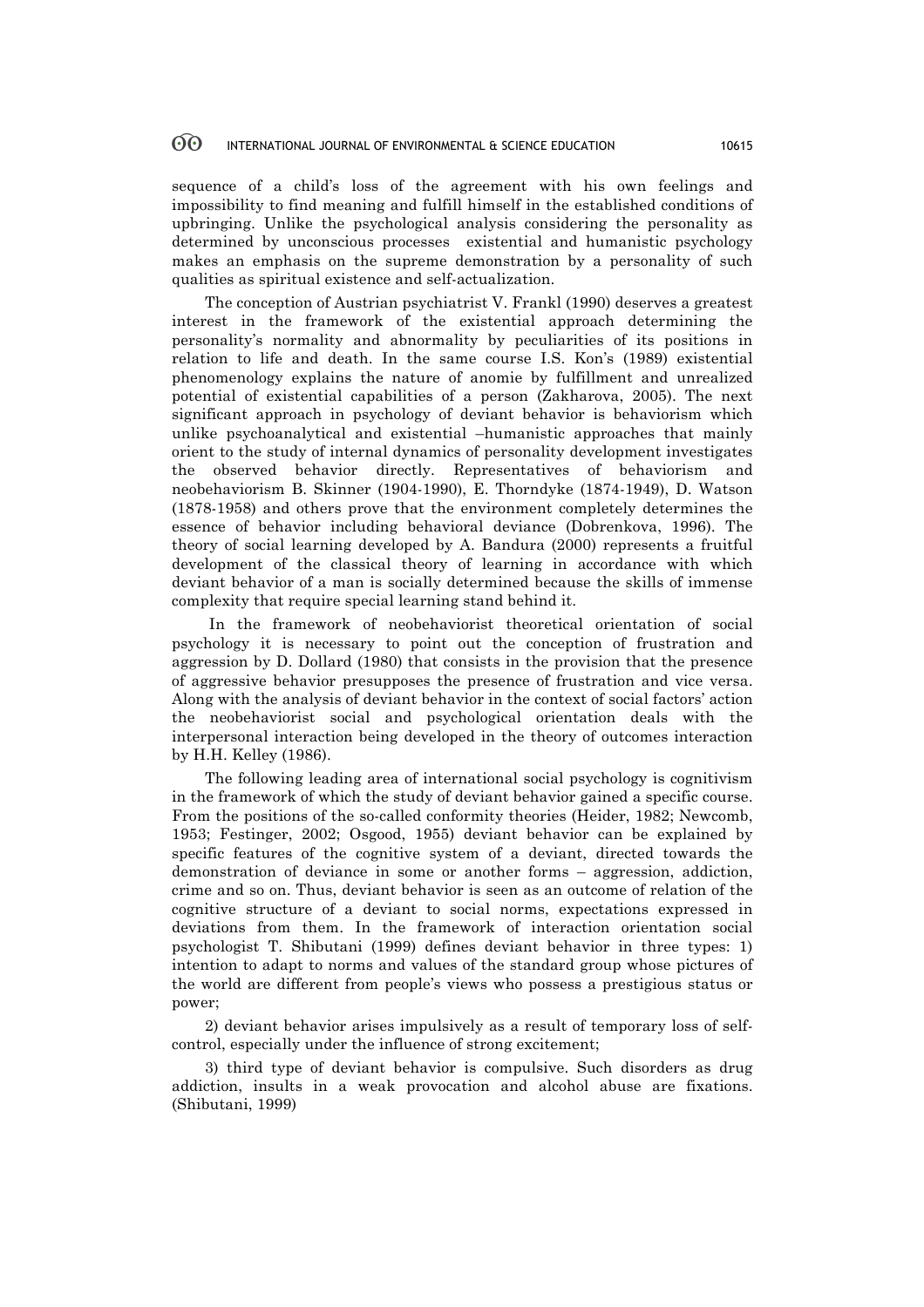sequence of a child's loss of the agreement with his own feelings and impossibility to find meaning and fulfill himself in the established conditions of upbringing. Unlike the psychological analysis considering the personality as determined by unconscious processes existential and humanistic psychology makes an emphasis on the supreme demonstration by a personality of such qualities as spiritual existence and self-actualization.

The conception of Austrian psychiatrist V. Frankl (1990) deserves a greatest interest in the framework of the existential approach determining the personality's normality and abnormality by peculiarities of its positions in relation to life and death. In the same course I.S. Kon's (1989) existential phenomenology explains the nature of anomie by fulfillment and unrealized potential of existential capabilities of a person (Zakharova, 2005). The next significant approach in psychology of deviant behavior is behaviorism which unlike psychoanalytical and existential –humanistic approaches that mainly orient to the study of internal dynamics of personality development investigates the observed behavior directly. Representatives of behaviorism and neobehaviorism B. Skinner (1904-1990), E. Thorndyke (1874-1949), D. Watson (1878-1958) and others prove that the environment completely determines the essence of behavior including behavioral deviance (Dobrenkova, 1996). The theory of social learning developed by A. Bandura (2000) represents a fruitful development of the classical theory of learning in accordance with which deviant behavior of a man is socially determined because the skills of immense complexity that require special learning stand behind it.

In the framework of neobehaviorist theoretical orientation of social psychology it is necessary to point out the conception of frustration and aggression by D. Dollard (1980) that consists in the provision that the presence of aggressive behavior presupposes the presence of frustration and vice versa. Along with the analysis of deviant behavior in the context of social factors' action the neobehaviorist social and psychological orientation deals with the interpersonal interaction being developed in the theory of outcomes interaction by H.H. Kelley (1986).

The following leading area of international social psychology is cognitivism in the framework of which the study of deviant behavior gained a specific course. From the positions of the so-called conformity theories (Heider, 1982; Newcomb, 1953; Festinger, 2002; Osgood, 1955) deviant behavior can be explained by specific features of the cognitive system of a deviant, directed towards the demonstration of deviance in some or another forms – aggression, addiction, crime and so on. Thus, deviant behavior is seen as an outcome of relation of the cognitive structure of a deviant to social norms, expectations expressed in deviations from them. In the framework of interaction orientation social psychologist T. Shibutani (1999) defines deviant behavior in three types: 1) intention to adapt to norms and values of the standard group whose pictures of the world are different from people's views who possess a prestigious status or power;

2) deviant behavior arises impulsively as a result of temporary loss of self-control, especially under the influence of strong excitement;

3) third type of deviant behavior is compulsive. Such disorders as drug addiction, insults in a weak provocation and alcohol abuse are fixations. (Shibutani, 1999)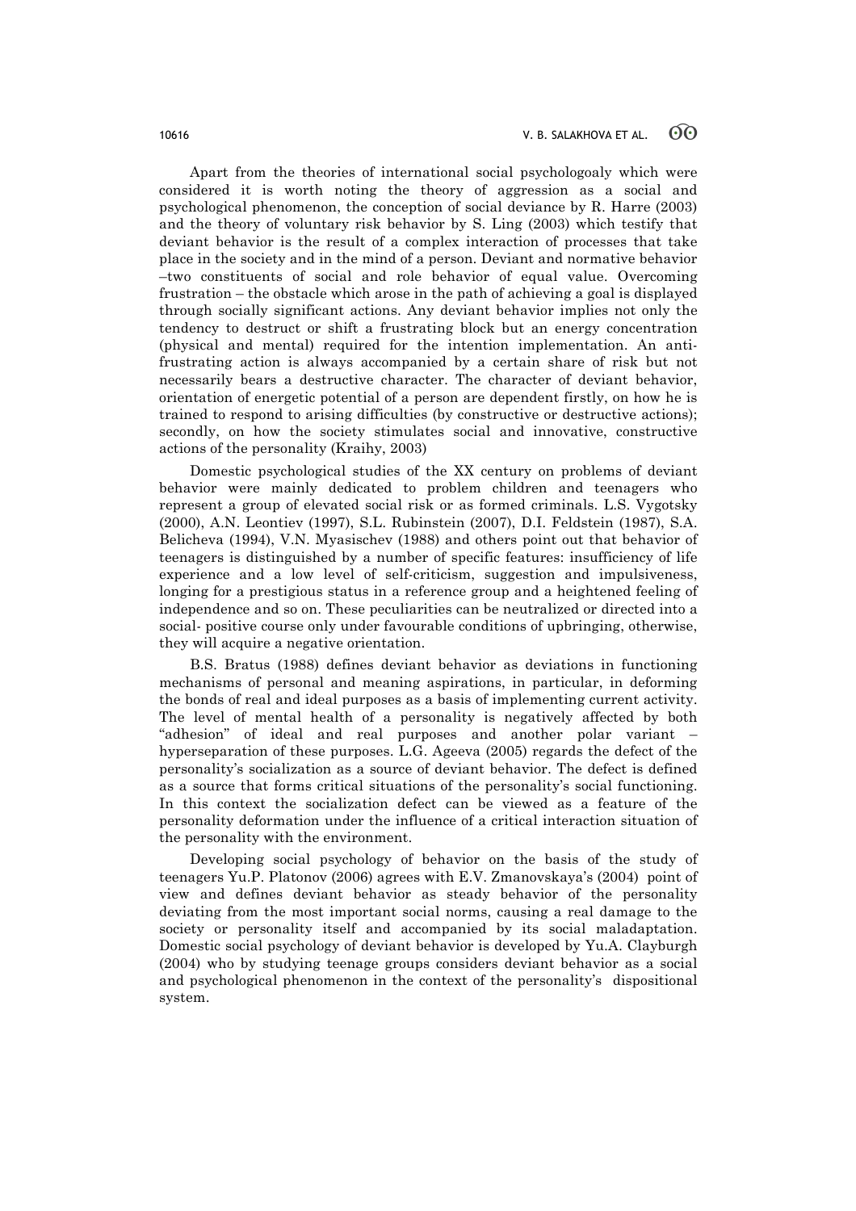Apart from the theories of international social psychologoaly which were considered it is worth noting the theory of aggression as a social and psychological phenomenon, the conception of social deviance by R. Harre (2003) and the theory of voluntary risk behavior by S. Ling (2003) which testify that deviant behavior is the result of a complex interaction of processes that take place in the society and in the mind of a person. Deviant and normative behavior –two constituents of social and role behavior of equal value. Overcoming frustration – the obstacle which arose in the path of achieving a goal is displayed through socially significant actions. Any deviant behavior implies not only the tendency to destruct or shift a frustrating block but an energy concentration (physical and mental) required for the intention implementation. An anti-frustrating action is always accompanied by a certain share of risk but not necessarily bears a destructive character. The character of deviant behavior, orientation of energetic potential of a person are dependent firstly, on how he is trained to respond to arising difficulties (by constructive or destructive actions); secondly, on how the society stimulates social and innovative, constructive actions of the personality (Kraihy, 2003)

Domestic psychological studies of the XX century on problems of deviant behavior were mainly dedicated to problem children and teenagers who represent a group of elevated social risk or as formed criminals. L.S. Vygotsky (2000), A.N. Leontiev (1997), S.L. Rubinstein (2007), D.I. Feldstein (1987), S.A. Belicheva (1994), V.N. Myasischev (1988) and others point out that behavior of teenagers is distinguished by a number of specific features: insufficiency of life experience and a low level of self-criticism, suggestion and impulsiveness, longing for a prestigious status in a reference group and a heightened feeling of independence and so on. These peculiarities can be neutralized or directed into a social- positive course only under favourable conditions of upbringing, otherwise, they will acquire a negative orientation.

B.S. Bratus (1988) defines deviant behavior as deviations in functioning mechanisms of personal and meaning aspirations, in particular, in deforming the bonds of real and ideal purposes as a basis of implementing current activity. The level of mental health of a personality is negatively affected by both "adhesion" of ideal and real purposes and another polar variant – hyperseparation of these purposes. L.G. Ageeva (2005) regards the defect of the personality's socialization as a source of deviant behavior. The defect is defined as a source that forms critical situations of the personality's social functioning. In this context the socialization defect can be viewed as a feature of the personality deformation under the influence of a critical interaction situation of the personality with the environment.

Developing social psychology of behavior on the basis of the study of teenagers Yu.P. Platonov (2006) agrees with E.V. Zmanovskaya's (2004) point of view and defines deviant behavior as steady behavior of the personality deviating from the most important social norms, causing a real damage to the society or personality itself and accompanied by its social maladaptation. Domestic social psychology of deviant behavior is developed by Yu.A. Clayburgh (2004) who by studying teenage groups considers deviant behavior as a social and psychological phenomenon in the context of the personality's dispositional system.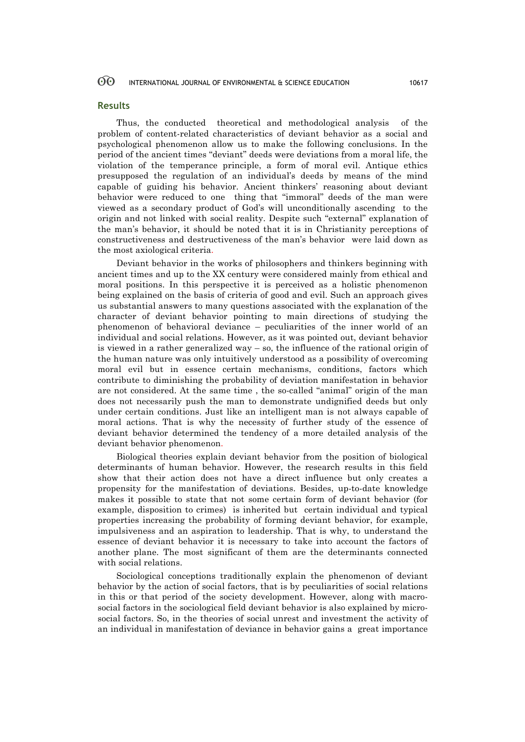## Results

Thus, the conducted theoretical and methodological analysis of the problem of content-related characteristics of deviant behavior as a social and psychological phenomenon allow us to make the following conclusions. In the period of the ancient times "deviant" deeds were deviations from a moral life, the violation of the temperance principle, a form of moral evil. Antique ethics presupposed the regulation of an individual's deeds by means of the mind capable of guiding his behavior. Ancient thinkers' reasoning about deviant behavior were reduced to one thing that "immoral" deeds of the man were viewed as a secondary product of God's will unconditionally ascending to the origin and not linked with social reality. Despite such "external" explanation of the man's behavior, it should be noted that it is in Christianity perceptions of constructiveness and destructiveness of the man's behavior were laid down as the most axiological criteria.

Deviant behavior in the works of philosophers and thinkers beginning with ancient times and up to the XX century were considered mainly from ethical and moral positions. In this perspective it is perceived as a holistic phenomenon being explained on the basis of criteria of good and evil. Such an approach gives us substantial answers to many questions associated with the explanation of the character of deviant behavior pointing to main directions of studying the phenomenon of behavioral deviance – peculiarities of the inner world of an individual and social relations. However, as it was pointed out, deviant behavior is viewed in a rather generalized way – so, the influence of the rational origin of the human nature was only intuitively understood as a possibility of overcoming moral evil but in essence certain mechanisms, conditions, factors which contribute to diminishing the probability of deviation manifestation in behavior are not considered. At the same time , the so-called "animal" origin of the man does not necessarily push the man to demonstrate undignified deeds but only under certain conditions. Just like an intelligent man is not always capable of moral actions. That is why the necessity of further study of the essence of deviant behavior determined the tendency of a more detailed analysis of the deviant behavior phenomenon.

Biological theories explain deviant behavior from the position of biological determinants of human behavior. However, the research results in this field show that their action does not have a direct influence but only creates a propensity for the manifestation of deviations. Besides, up-to-date knowledge makes it possible to state that not some certain form of deviant behavior (for example, disposition to crimes) is inherited but certain individual and typical properties increasing the probability of forming deviant behavior, for example, impulsiveness and an aspiration to leadership. That is why, to understand the essence of deviant behavior it is necessary to take into account the factors of another plane. The most significant of them are the determinants connected with social relations.

Sociological conceptions traditionally explain the phenomenon of deviant behavior by the action of social factors, that is by peculiarities of social relations in this or that period of the society development. However, along with macro-social factors in the sociological field deviant behavior is also explained by micro-social factors. So, in the theories of social unrest and investment the activity of an individual in manifestation of deviance in behavior gains a great importance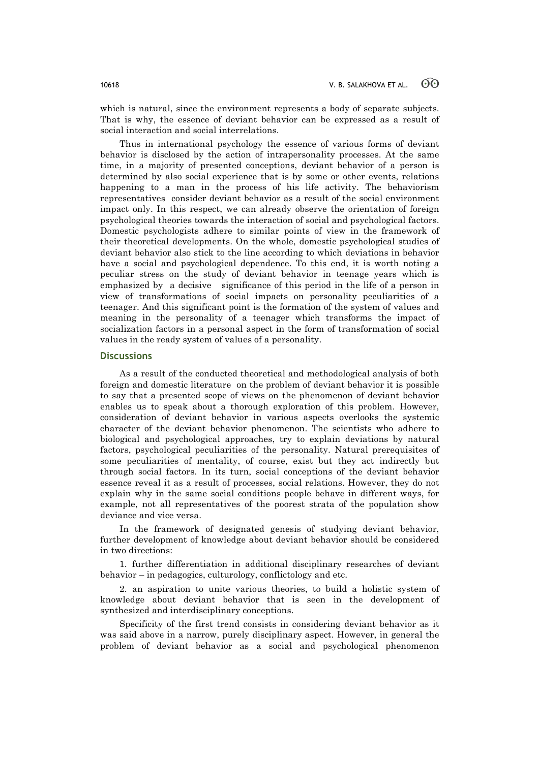which is natural, since the environment represents a body of separate subjects. That is why, the essence of deviant behavior can be expressed as a result of social interaction and social interrelations.

Thus in international psychology the essence of various forms of deviant behavior is disclosed by the action of intrapersonality processes. At the same time, in a majority of presented conceptions, deviant behavior of a person is determined by also social experience that is by some or other events, relations happening to a man in the process of his life activity. The behaviorism representatives consider deviant behavior as a result of the social environment impact only. In this respect, we can already observe the orientation of foreign psychological theories towards the interaction of social and psychological factors. Domestic psychologists adhere to similar points of view in the framework of their theoretical developments. On the whole, domestic psychological studies of deviant behavior also stick to the line according to which deviations in behavior have a social and psychological dependence. To this end, it is worth noting a peculiar stress on the study of deviant behavior in teenage years which is emphasized by a decisive significance of this period in the life of a person in view of transformations of social impacts on personality peculiarities of a teenager. And this significant point is the formation of the system of values and meaning in the personality of a teenager which transforms the impact of socialization factors in a personal aspect in the form of transformation of social values in the ready system of values of a personality.

## Discussions

As a result of the conducted theoretical and methodological analysis of both foreign and domestic literature on the problem of deviant behavior it is possible to say that a presented scope of views on the phenomenon of deviant behavior enables us to speak about a thorough exploration of this problem. However, consideration of deviant behavior in various aspects overlooks the systemic character of the deviant behavior phenomenon. The scientists who adhere to biological and psychological approaches, try to explain deviations by natural factors, psychological peculiarities of the personality. Natural prerequisites of some peculiarities of mentality, of course, exist but they act indirectly but through social factors. In its turn, social conceptions of the deviant behavior essence reveal it as a result of processes, social relations. However, they do not explain why in the same social conditions people behave in different ways, for example, not all representatives of the poorest strata of the population show deviance and vice versa.

In the framework of designated genesis of studying deviant behavior, further development of knowledge about deviant behavior should be considered in two directions:

1. further differentiation in additional disciplinary researches of deviant behavior – in pedagogics, culturology, conflictology and etc.

2. an aspiration to unite various theories, to build a holistic system of knowledge about deviant behavior that is seen in the development of synthesized and interdisciplinary conceptions.

Specificity of the first trend consists in considering deviant behavior as it was said above in a narrow, purely disciplinary aspect. However, in general the problem of deviant behavior as a social and psychological phenomenon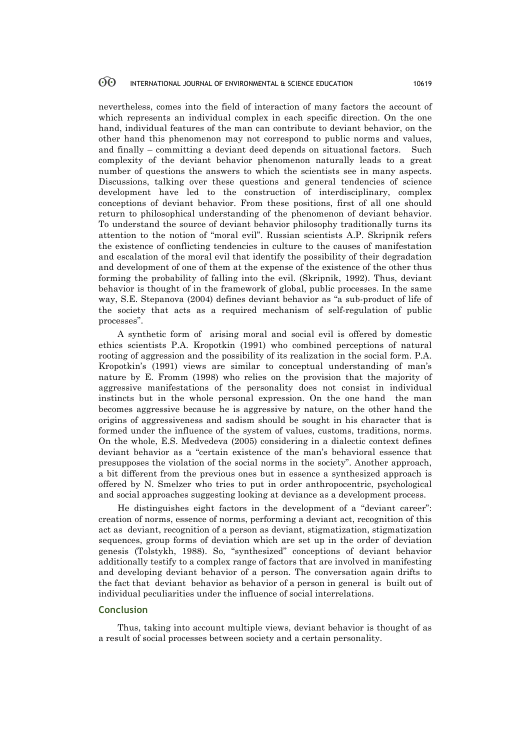nevertheless, comes into the field of interaction of many factors the account of which represents an individual complex in each specific direction. On the one hand, individual features of the man can contribute to deviant behavior, on the other hand this phenomenon may not correspond to public norms and values, and finally – committing a deviant deed depends on situational factors. Such complexity of the deviant behavior phenomenon naturally leads to a great number of questions the answers to which the scientists see in many aspects. Discussions, talking over these questions and general tendencies of science development have led to the construction of interdisciplinary, complex conceptions of deviant behavior. From these positions, first of all one should return to philosophical understanding of the phenomenon of deviant behavior. To understand the source of deviant behavior philosophy traditionally turns its attention to the notion of "moral evil". Russian scientists A.P. Skripnik refers the existence of conflicting tendencies in culture to the causes of manifestation and escalation of the moral evil that identify the possibility of their degradation and development of one of them at the expense of the existence of the other thus forming the probability of falling into the evil. (Skripnik, 1992). Thus, deviant behavior is thought of in the framework of global, public processes. In the same way, S.E. Stepanova (2004) defines deviant behavior as "a sub-product of life of the society that acts as a required mechanism of self-regulation of public processes".

A synthetic form of arising moral and social evil is offered by domestic ethics scientists P.A. Kropotkin (1991) who combined perceptions of natural rooting of aggression and the possibility of its realization in the social form. P.A. Kropotkin's (1991) views are similar to conceptual understanding of man's nature by E. Fromm (1998) who relies on the provision that the majority of aggressive manifestations of the personality does not consist in individual instincts but in the whole personal expression. On the one hand the man becomes aggressive because he is aggressive by nature, on the other hand the origins of aggressiveness and sadism should be sought in his character that is formed under the influence of the system of values, customs, traditions, norms. On the whole, E.S. Medvedeva (2005) considering in a dialectic context defines deviant behavior as a "certain existence of the man's behavioral essence that presupposes the violation of the social norms in the society". Another approach, a bit different from the previous ones but in essence a synthesized approach is offered by N. Smelzer who tries to put in order anthropocentric, psychological and social approaches suggesting looking at deviance as a development process.

He distinguishes eight factors in the development of a "deviant career": creation of norms, essence of norms, performing a deviant act, recognition of this act as deviant, recognition of a person as deviant, stigmatization, stigmatization sequences, group forms of deviation which are set up in the order of deviation genesis (Tolstykh, 1988). So, "synthesized" conceptions of deviant behavior additionally testify to a complex range of factors that are involved in manifesting and developing deviant behavior of a person. The conversation again drifts to the fact that deviant behavior as behavior of a person in general is built out of individual peculiarities under the influence of social interrelations.

## Conclusion

Thus, taking into account multiple views, deviant behavior is thought of as a result of social processes between society and a certain personality.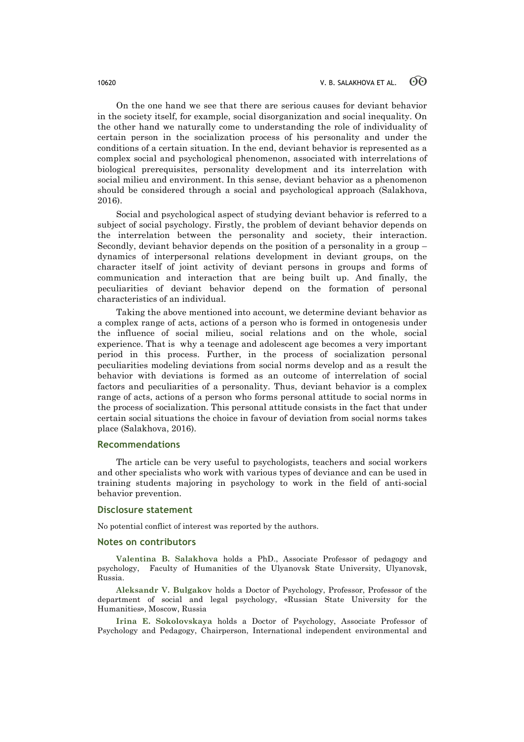On the one hand we see that there are serious causes for deviant behavior in the society itself, for example, social disorganization and social inequality. On the other hand we naturally come to understanding the role of individuality of certain person in the socialization process of his personality and under the conditions of a certain situation. In the end, deviant behavior is represented as a complex social and psychological phenomenon, associated with interrelations of biological prerequisites, personality development and its interrelation with social milieu and environment. In this sense, deviant behavior as a phenomenon should be considered through a social and psychological approach (Salakhova, 2016).

Social and psychological aspect of studying deviant behavior is referred to a subject of social psychology. Firstly, the problem of deviant behavior depends on the interrelation between the personality and society, their interaction. Secondly, deviant behavior depends on the position of a personality in a group – dynamics of interpersonal relations development in deviant groups, on the character itself of joint activity of deviant persons in groups and forms of communication and interaction that are being built up. And finally, the peculiarities of deviant behavior depend on the formation of personal characteristics of an individual.

Taking the above mentioned into account, we determine deviant behavior as a complex range of acts, actions of a person who is formed in ontogenesis under the influence of social milieu, social relations and on the whole, social experience. That is why a teenage and adolescent age becomes a very important period in this process. Further, in the process of socialization personal peculiarities modeling deviations from social norms develop and as a result the behavior with deviations is formed as an outcome of interrelation of social factors and peculiarities of a personality. Thus, deviant behavior is a complex range of acts, actions of a person who forms personal attitude to social norms in the process of socialization. This personal attitude consists in the fact that under certain social situations the choice in favour of deviation from social norms takes place (Salakhova, 2016).

## Recommendations

The article can be very useful to psychologists, teachers and social workers and other specialists who work with various types of deviance and can be used in training students majoring in psychology to work in the field of anti-social behavior prevention.

## Disclosure statement

No potential conflict of interest was reported by the authors.

## Notes on contributors

**Valentina B. Salakhova** holds a PhD., Associate Professor of pedagogy and psychology, Faculty of Humanities of the Ulyanovsk State University, Ulyanovsk, Russia.

**Aleksandr V. Bulgakov** holds a Doctor of Psychology, Professor, Professor of the department of social and legal psychology, «Russian State University for the Humanities», Moscow, Russia

**Irina E. Sokolovskaya** holds a Doctor of Psychology, Associate Professor of Psychology and Pedagogy, Chairperson, International independent environmental and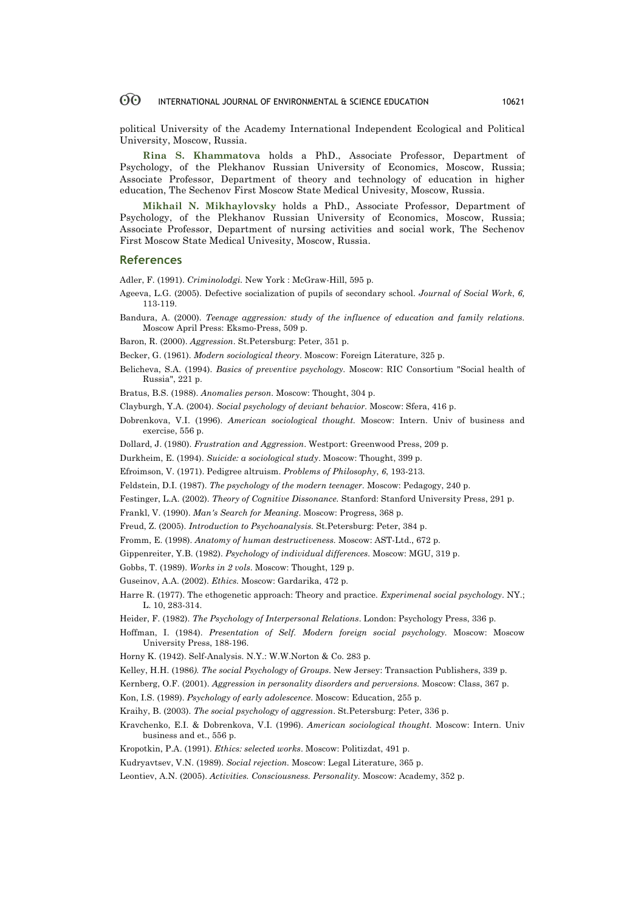political University of the Academy International Independent Ecological and Political University, Moscow, Russia.

**Rina S. Khammatova** holds a PhD., Associate Professor, Department of Psychology, of the Plekhanov Russian University of Economics, Moscow, Russia; Associate Professor, Department of theory and technology of education in higher education, The Sechenov First Moscow State Medical Univesity, Moscow, Russia.

**Mikhail N. Mikhaylovsky** holds a PhD., Associate Professor, Department of Psychology, of the Plekhanov Russian University of Economics, Moscow, Russia; Associate Professor, Department of nursing activities and social work, The Sechenov First Moscow State Medical Univesity, Moscow, Russia.

## References

Adler, F. (1991). *Criminolodgi.* New York : McGraw-Hill, 595 p.

Ageeva, L.G. (2005). Defective socialization of pupils of secondary school. *Journal of Social Work*, *6,* 113-119.

Bandura, A. (2000). *Teenage aggression: study of the influence of education and family relations.* Moscow April Press: Eksmo-Press, 509 p.

Baron, R. (2000). *Aggression*. St.Petersburg: Peter, 351 p.

Becker, G. (1961). *Modern sociological theory*. Moscow: Foreign Literature, 325 p.

Belicheva, S.A. (1994). *Basics of preventive psychology.* Moscow: RIC Consortium "Social health of Russia", 221 p.

Bratus, B.S. (1988). *Anomalies person.* Moscow: Thought, 304 p.

Clayburgh, Y.A. (2004). *Social psychology of deviant behavior.* Moscow: Sfera, 416 p.

Dobrenkova, V.I. (1996). *American sociological thought.* Moscow: Intern. Univ of business and exercise, 556 p.

Dollard, J. (1980). *Frustration and Aggression*. Westport: Greenwood Press, 209 p.

Durkheim, E. (1994). *Suicide: a sociological study*. Moscow: Thought, 399 p.

Efroimson, V. (1971). Pedigree altruism. *Problems of Philosophy*, *6,* 193-213.

Feldstein, D.I. (1987). *The psychology of the modern teenager*. Moscow: Pedagogy, 240 p.

Festinger, L.A. (2002). *Theory of Cognitive Dissonance.* Stanford: Stanford University Press, 291 p.

Frankl, V. (1990). *Man's Search for Meaning*. Moscow: Progress, 368 p.

Freud, Z. (2005). *Introduction to Psychoanalysis.* St.Petersburg: Peter, 384 p.

Fromm, E. (1998). *Anatomy of human destructiveness.* Moscow: AST-Ltd., 672 p.

Gippenreiter, Y.B. (1982). *Psychology of individual differences.* Moscow: MGU, 319 p.

Gobbs, T. (1989). *Works in 2 vols*. Moscow: Thought, 129 p.

Guseinov, A.A. (2002). *Ethics.* Moscow: Gardarika, 472 p.

Harre R. (1977). The ethogenetic approach: Theory and practice. *Experimenal social psychology*. NY.; L. 10, 283-314.

Heider, F. (1982). *The Psychology of Interpersonal Relations*. London: Psychology Press, 336 p.

Hoffman, I. (1984). *Presentation of Self. Modern foreign social psychology.* Moscow: Moscow University Press, 188-196.

Horny K. (1942). Self-Analysis. N.Y.: W.W.Norton & Co. 283 p.

Kelley, H.H. (1986*). The social Psychology of Groups*. New Jersey: Transaction Publishers, 339 p.

Kernberg, O.F. (2001). *Aggression in personality disorders and perversions.* Moscow: Class, 367 p.

Kon, I.S. (1989). *Psychology of early adolescence*. Moscow: Education, 255 p.

Kraihy, B. (2003). *The social psychology of aggression*. St.Petersburg: Peter, 336 p.

Kravchenko, E.I. & Dobrenkova, V.I. (1996). *American sociological thought.* Moscow: Intern. Univ business and et., 556 p.

Kropotkin, P.A. (1991). *Ethics: selected works*. Moscow: Politizdat, 491 p.

Kudryavtsev, V.N. (1989). *Social rejection.* Moscow: Legal Literature, 365 p.

Leontiev, A.N. (2005). *Activities. Consciousness. Personality.* Moscow: Academy, 352 p.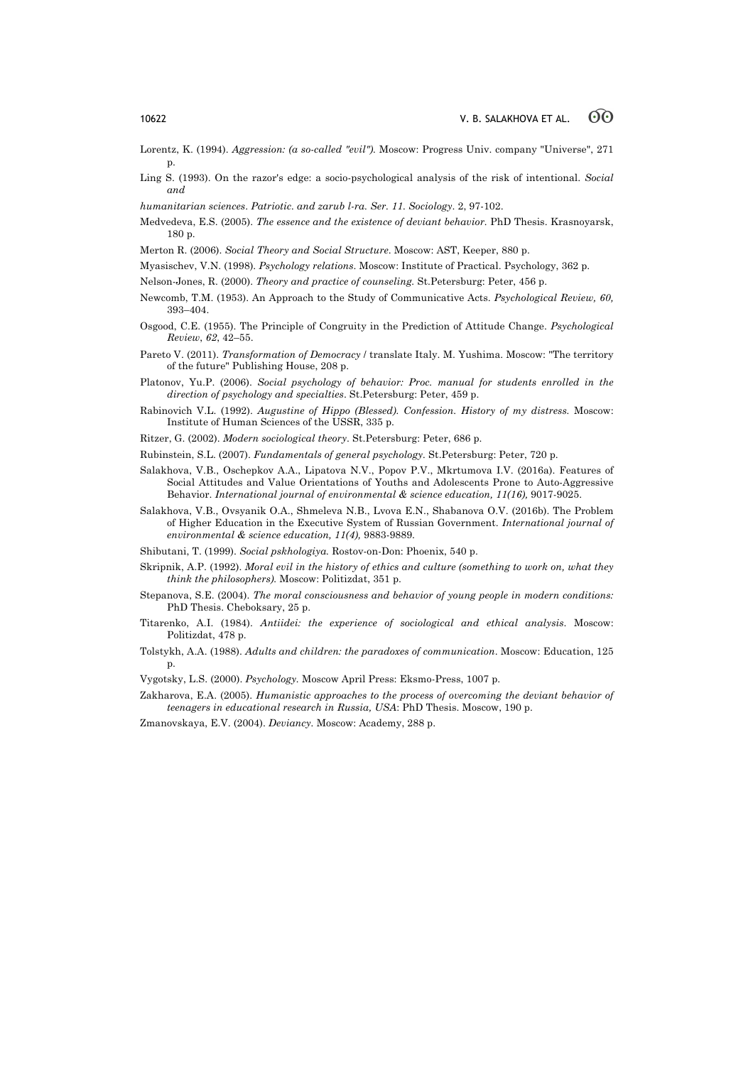Lorentz, K. (1994). *Aggression: (a so-called "evil")*. Moscow: Progress Univ. company "Universe", 271 p.

Ling S. (1993). On the razor's edge: a socio-psychological analysis of the risk of intentional. *Social and humanitarian sciences. Patriotic. and zarub l-ra. Ser. 11. Sociology*. 2, 97-102.

Medvedeva, E.S. (2005). *The essence and the existence of deviant behavior.* PhD Thesis. Krasnoyarsk, 180 p.

Merton R. (2006). *Social Theory and Social Structure.* Moscow: AST, Keeper, 880 p.

Myasischev, V.N. (1998). *Psychology relations.* Moscow: Institute of Practical. Psychology, 362 p.

Nelson-Jones, R. (2000). *Theory and practice of counseling.* St.Petersburg: Peter, 456 p.

Newcomb, T.M. (1953). An Approach to the Study of Communicative Acts. *Psychological Review, 60,* 393–404.

Osgood, C.E. (1955). The Principle of Congruity in the Prediction of Attitude Change. *Psychological Review*, *62*, 42–55.

Pareto V. (2011). *Transformation of Democracy* / translate Italy. M. Yushima. Moscow: "The territory of the future" Publishing House, 208 p.

Platonov, Yu.P. (2006). *Social psychology of behavior: Proc. manual for students enrolled in the direction of psychology and specialties.* St.Petersburg: Peter, 459 p.

Rabinovich V.L. (1992). *Augustine of Hippo (Blessed). Confession. History of my distress.* Moscow: Institute of Human Sciences of the USSR, 335 p.

Ritzer, G. (2002). *Modern sociological theory.* St.Petersburg: Peter, 686 p.

Rubinstein, S.L. (2007). *Fundamentals of general psychology.* St.Petersburg: Peter, 720 p.

Salakhova, V.B., Oschepkov A.A., Lipatova N.V., Popov P.V., Mkrtumova I.V. (2016a). Features of Social Attitudes and Value Orientations of Youths and Adolescents Prone to Auto-Aggressive Behavior. *International journal of environmental & science education, 11(16),* 9017-9025.

Salakhova, V.B., Ovsyanik O.A., Shmeleva N.B., Lvova E.N., Shabanova O.V. (2016b). The Problem of Higher Education in the Executive System of Russian Government. *International journal of environmental & science education, 11(4),* 9883-9889.

Shibutani, T. (1999). *Social pskhologiya.* Rostov-on-Don: Phoenix, 540 p.

Skripnik, A.P. (1992). *Moral evil in the history of ethics and culture (something to work on, what they think the philosophers).* Moscow: Politizdat, 351 p.

Stepanova, S.E. (2004). *The moral consciousness and behavior of young people in modern conditions:* PhD Thesis. Cheboksary, 25 p.

Titarenko, A.I. (1984). *Antiidei: the experience of sociological and ethical analysis.* Moscow: Politizdat, 478 p.

Tolstykh, A.A. (1988). *Adults and children: the paradoxes of communication.* Moscow: Education, 125 p.

Vygotsky, L.S. (2000). *Psychology.* Moscow April Press: Eksmo-Press, 1007 p.

Zakharova, E.A. (2005). *Humanistic approaches to the process of overcoming the deviant behavior of teenagers in educational research in Russia, USA*: PhD Thesis. Moscow, 190 p.

Zmanovskaya, E.V. (2004). *Deviancy.* Moscow: Academy, 288 p.